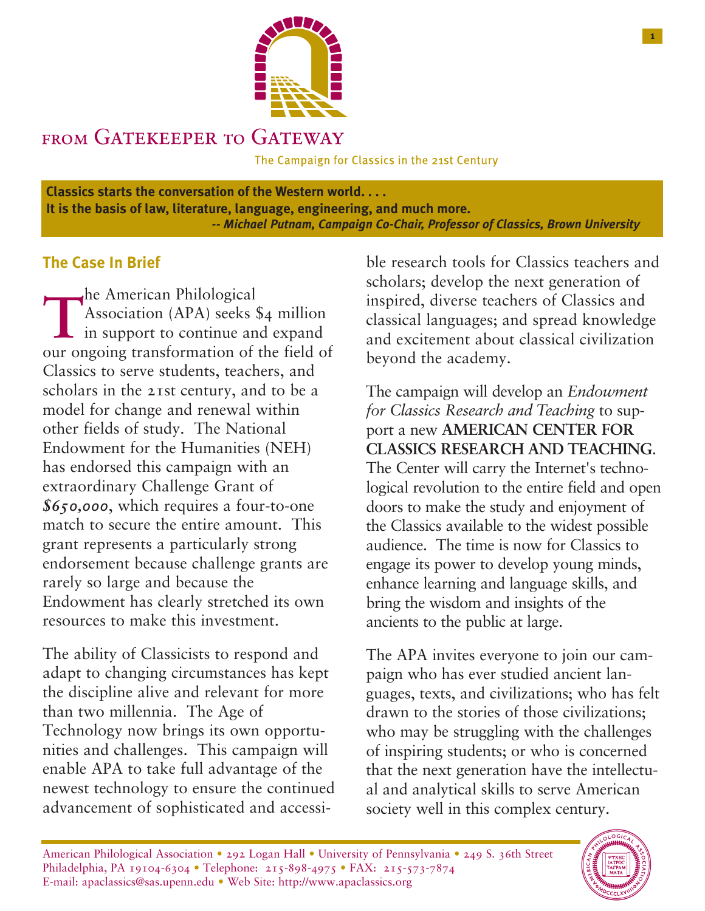# FROM GATEKEEPER TO GATEWAY

The Campaign for Classics in the 21st Century

**Classics starts the conversation of the Western world. . . .**
**It is the basis of law, literature, language, engineering, and much more.**
***-- Michael Putnam, Campaign Co-Chair, Professor of Classics, Brown University***

## The Case In Brief

The American Philological Association (APA) seeks $4 million in support to continue and expand our ongoing transformation of the field of Classics to serve students, teachers, and scholars in the 21st century, and to be a model for change and renewal within other fields of study. The National Endowment for the Humanities (NEH) has endorsed this campaign with an extraordinary Challenge Grant of *$650,000*, which requires a four-to-one match to secure the entire amount. This grant represents a particularly strong endorsement because challenge grants are rarely so large and because the Endowment has clearly stretched its own resources to make this investment.

The ability of Classicists to respond and adapt to changing circumstances has kept the discipline alive and relevant for more than two millennia. The Age of Technology now brings its own opportunities and challenges. This campaign will enable APA to take full advantage of the newest technology to ensure the continued advancement of sophisticated and accessible research tools for Classics teachers and scholars; develop the next generation of inspired, diverse teachers of Classics and classical languages; and spread knowledge and excitement about classical civilization beyond the academy.

The campaign will develop an *Endowment for Classics Research and Teaching* to support a new **AMERICAN CENTER FOR CLASSICS RESEARCH AND TEACHING**. The Center will carry the Internet's technological revolution to the entire field and open doors to make the study and enjoyment of the Classics available to the widest possible audience. The time is now for Classics to engage its power to develop young minds, enhance learning and language skills, and bring the wisdom and insights of the ancients to the public at large.

The APA invites everyone to join our campaign who has ever studied ancient languages, texts, and civilizations; who has felt drawn to the stories of those civilizations; who may be struggling with the challenges of inspiring students; or who is concerned that the next generation have the intellectual and analytical skills to serve American society well in this complex century.

American Philological Association • 292 Logan Hall • University of Pennsylvania • 249 S. 36th Street
Philadelphia, PA 19104-6304 • Telephone: 215-898-4975 • FAX: 215-573-7874
E-mail: apaclassics@sas.upenn.edu • Web Site: http://www.apaclassics.org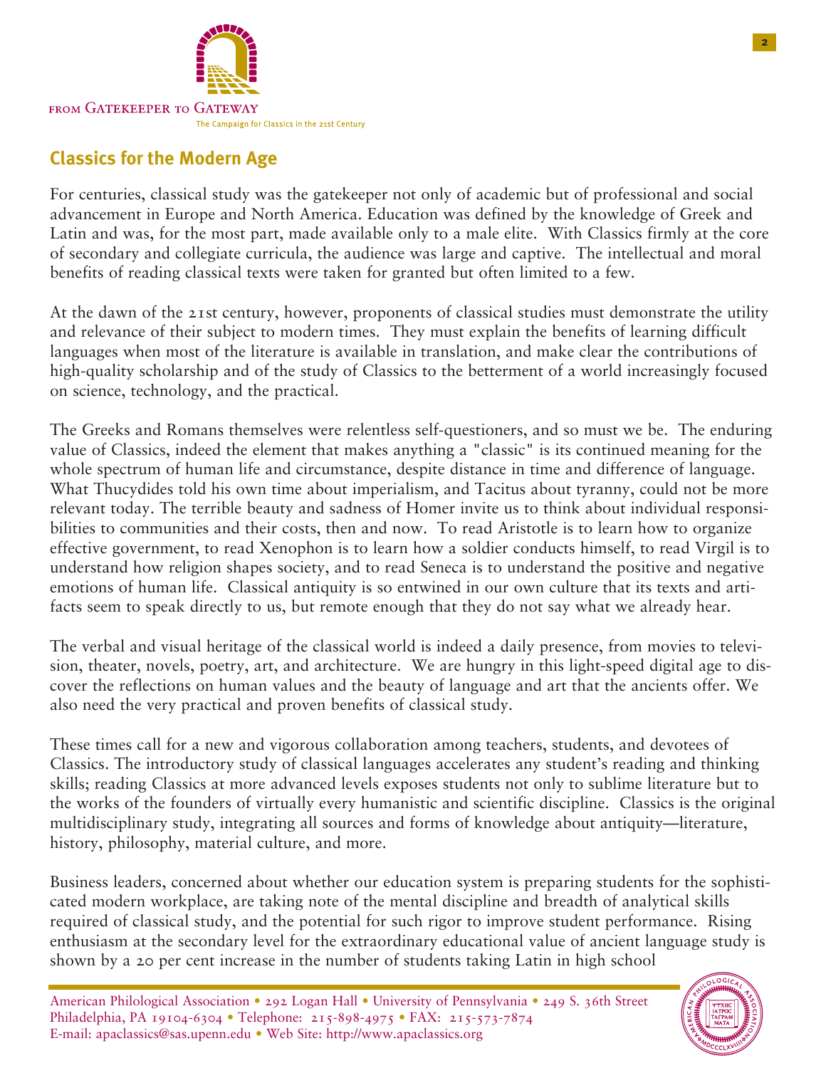## Classics for the Modern Age

For centuries, classical study was the gatekeeper not only of academic but of professional and social advancement in Europe and North America. Education was defined by the knowledge of Greek and Latin and was, for the most part, made available only to a male elite. With Classics firmly at the core of secondary and collegiate curricula, the audience was large and captive. The intellectual and moral benefits of reading classical texts were taken for granted but often limited to a few.

At the dawn of the 21st century, however, proponents of classical studies must demonstrate the utility and relevance of their subject to modern times. They must explain the benefits of learning difficult languages when most of the literature is available in translation, and make clear the contributions of high-quality scholarship and of the study of Classics to the betterment of a world increasingly focused on science, technology, and the practical.

The Greeks and Romans themselves were relentless self-questioners, and so must we be. The enduring value of Classics, indeed the element that makes anything a "classic" is its continued meaning for the whole spectrum of human life and circumstance, despite distance in time and difference of language. What Thucydides told his own time about imperialism, and Tacitus about tyranny, could not be more relevant today. The terrible beauty and sadness of Homer invite us to think about individual responsibilities to communities and their costs, then and now. To read Aristotle is to learn how to organize effective government, to read Xenophon is to learn how a soldier conducts himself, to read Virgil is to understand how religion shapes society, and to read Seneca is to understand the positive and negative emotions of human life. Classical antiquity is so entwined in our own culture that its texts and artifacts seem to speak directly to us, but remote enough that they do not say what we already hear.

The verbal and visual heritage of the classical world is indeed a daily presence, from movies to television, theater, novels, poetry, art, and architecture. We are hungry in this light-speed digital age to discover the reflections on human values and the beauty of language and art that the ancients offer. We also need the very practical and proven benefits of classical study.

These times call for a new and vigorous collaboration among teachers, students, and devotees of Classics. The introductory study of classical languages accelerates any student's reading and thinking skills; reading Classics at more advanced levels exposes students not only to sublime literature but to the works of the founders of virtually every humanistic and scientific discipline. Classics is the original multidisciplinary study, integrating all sources and forms of knowledge about antiquity—literature, history, philosophy, material culture, and more.

Business leaders, concerned about whether our education system is preparing students for the sophisticated modern workplace, are taking note of the mental discipline and breadth of analytical skills required of classical study, and the potential for such rigor to improve student performance. Rising enthusiasm at the secondary level for the extraordinary educational value of ancient language study is shown by a 20 per cent increase in the number of students taking Latin in high school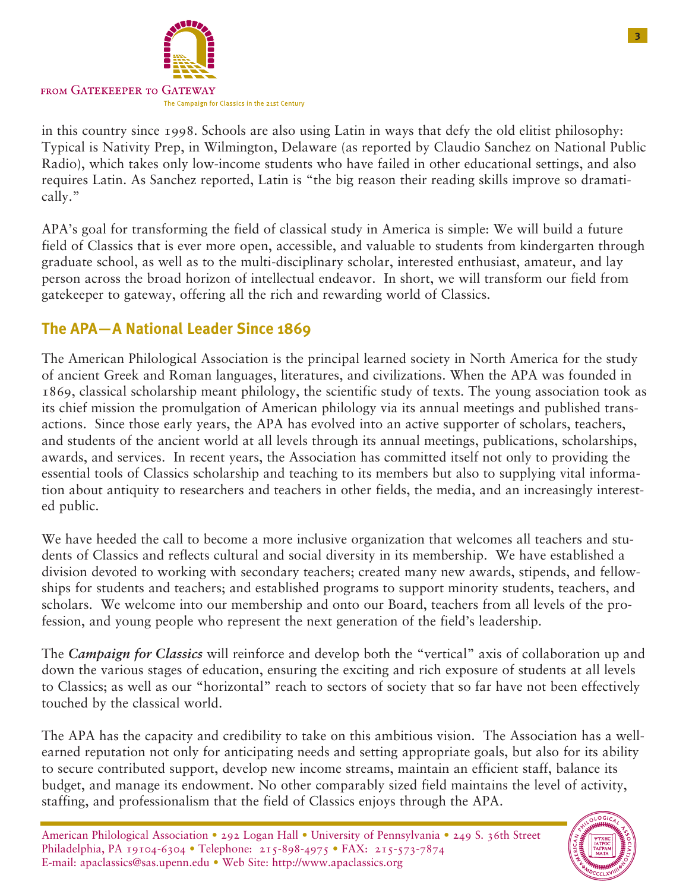in this country since 1998. Schools are also using Latin in ways that defy the old elitist philosophy: Typical is Nativity Prep, in Wilmington, Delaware (as reported by Claudio Sanchez on National Public Radio), which takes only low-income students who have failed in other educational settings, and also requires Latin. As Sanchez reported, Latin is "the big reason their reading skills improve so dramatically."

APA's goal for transforming the field of classical study in America is simple: We will build a future field of Classics that is ever more open, accessible, and valuable to students from kindergarten through graduate school, as well as to the multi-disciplinary scholar, interested enthusiast, amateur, and lay person across the broad horizon of intellectual endeavor. In short, we will transform our field from gatekeeper to gateway, offering all the rich and rewarding world of Classics.

## The APA—A National Leader Since 1869

The American Philological Association is the principal learned society in North America for the study of ancient Greek and Roman languages, literatures, and civilizations. When the APA was founded in 1869, classical scholarship meant philology, the scientific study of texts. The young association took as its chief mission the promulgation of American philology via its annual meetings and published transactions. Since those early years, the APA has evolved into an active supporter of scholars, teachers, and students of the ancient world at all levels through its annual meetings, publications, scholarships, awards, and services. In recent years, the Association has committed itself not only to providing the essential tools of Classics scholarship and teaching to its members but also to supplying vital information about antiquity to researchers and teachers in other fields, the media, and an increasingly interested public.

We have heeded the call to become a more inclusive organization that welcomes all teachers and students of Classics and reflects cultural and social diversity in its membership. We have established a division devoted to working with secondary teachers; created many new awards, stipends, and fellowships for students and teachers; and established programs to support minority students, teachers, and scholars. We welcome into our membership and onto our Board, teachers from all levels of the profession, and young people who represent the next generation of the field's leadership.

The ***Campaign for Classics*** will reinforce and develop both the "vertical" axis of collaboration up and down the various stages of education, ensuring the exciting and rich exposure of students at all levels to Classics; as well as our "horizontal" reach to sectors of society that so far have not been effectively touched by the classical world.

The APA has the capacity and credibility to take on this ambitious vision. The Association has a well-earned reputation not only for anticipating needs and setting appropriate goals, but also for its ability to secure contributed support, develop new income streams, maintain an efficient staff, balance its budget, and manage its endowment. No other comparably sized field maintains the level of activity, staffing, and professionalism that the field of Classics enjoys through the APA.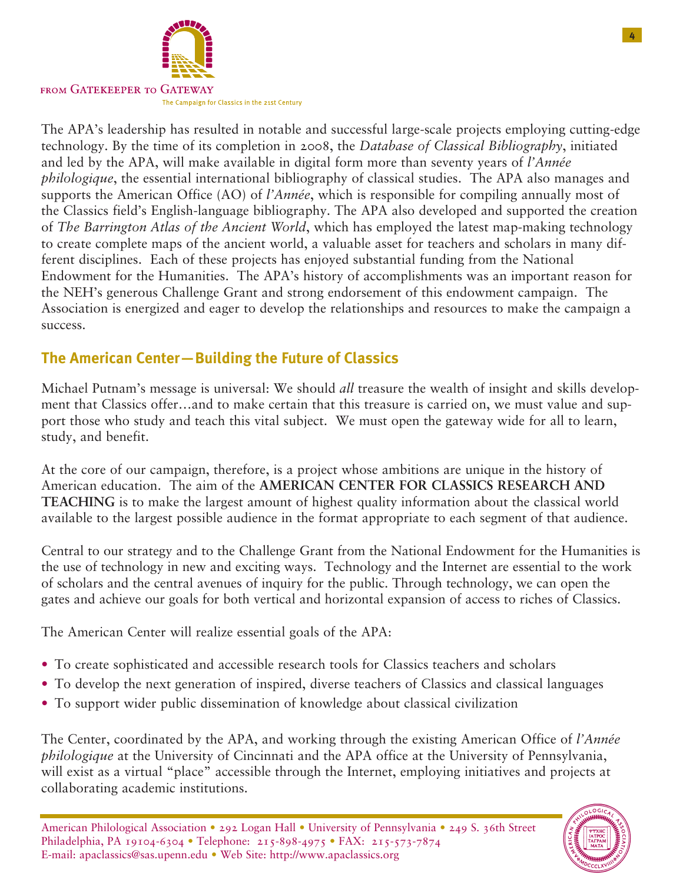The APA's leadership has resulted in notable and successful large-scale projects employing cutting-edge technology. By the time of its completion in 2008, the *Database of Classical Bibliography*, initiated and led by the APA, will make available in digital form more than seventy years of *l'Année philologique*, the essential international bibliography of classical studies. The APA also manages and supports the American Office (AO) of *l'Année*, which is responsible for compiling annually most of the Classics field's English-language bibliography. The APA also developed and supported the creation of *The Barrington Atlas of the Ancient World*, which has employed the latest map-making technology to create complete maps of the ancient world, a valuable asset for teachers and scholars in many different disciplines. Each of these projects has enjoyed substantial funding from the National Endowment for the Humanities. The APA's history of accomplishments was an important reason for the NEH's generous Challenge Grant and strong endorsement of this endowment campaign. The Association is energized and eager to develop the relationships and resources to make the campaign a success.

## The American Center—Building the Future of Classics

Michael Putnam's message is universal: We should *all* treasure the wealth of insight and skills development that Classics offer…and to make certain that this treasure is carried on, we must value and support those who study and teach this vital subject. We must open the gateway wide for all to learn, study, and benefit.

At the core of our campaign, therefore, is a project whose ambitions are unique in the history of American education. The aim of the **AMERICAN CENTER FOR CLASSICS RESEARCH AND TEACHING** is to make the largest amount of highest quality information about the classical world available to the largest possible audience in the format appropriate to each segment of that audience.

Central to our strategy and to the Challenge Grant from the National Endowment for the Humanities is the use of technology in new and exciting ways. Technology and the Internet are essential to the work of scholars and the central avenues of inquiry for the public. Through technology, we can open the gates and achieve our goals for both vertical and horizontal expansion of access to riches of Classics.

The American Center will realize essential goals of the APA:

- To create sophisticated and accessible research tools for Classics teachers and scholars
- To develop the next generation of inspired, diverse teachers of Classics and classical languages
- To support wider public dissemination of knowledge about classical civilization

The Center, coordinated by the APA, and working through the existing American Office of *l'Année philologique* at the University of Cincinnati and the APA office at the University of Pennsylvania, will exist as a virtual "place" accessible through the Internet, employing initiatives and projects at collaborating academic institutions.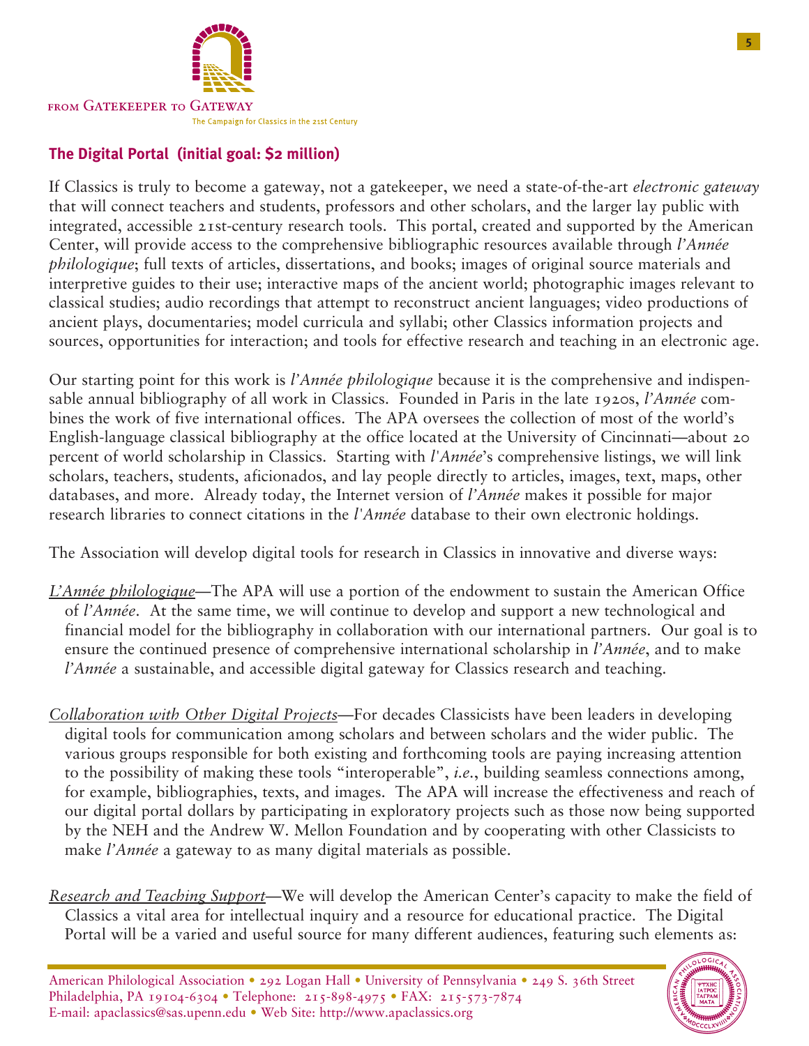## The Digital Portal (initial goal: $2 million)

If Classics is truly to become a gateway, not a gatekeeper, we need a state-of-the-art *electronic gateway* that will connect teachers and students, professors and other scholars, and the larger lay public with integrated, accessible 21st-century research tools. This portal, created and supported by the American Center, will provide access to the comprehensive bibliographic resources available through *l'Année philologique*; full texts of articles, dissertations, and books; images of original source materials and interpretive guides to their use; interactive maps of the ancient world; photographic images relevant to classical studies; audio recordings that attempt to reconstruct ancient languages; video productions of ancient plays, documentaries; model curricula and syllabi; other Classics information projects and sources, opportunities for interaction; and tools for effective research and teaching in an electronic age.

Our starting point for this work is *l'Année philologique* because it is the comprehensive and indispensable annual bibliography of all work in Classics. Founded in Paris in the late 1920s, *l'Année* combines the work of five international offices. The APA oversees the collection of most of the world's English-language classical bibliography at the office located at the University of Cincinnati—about 20 percent of world scholarship in Classics. Starting with *l'Année*'s comprehensive listings, we will link scholars, teachers, students, aficionados, and lay people directly to articles, images, text, maps, other databases, and more. Already today, the Internet version of *l'Année* makes it possible for major research libraries to connect citations in the *l'Année* database to their own electronic holdings.

The Association will develop digital tools for research in Classics in innovative and diverse ways:

*L'Année philologique*—The APA will use a portion of the endowment to sustain the American Office of *l'Année*. At the same time, we will continue to develop and support a new technological and financial model for the bibliography in collaboration with our international partners. Our goal is to ensure the continued presence of comprehensive international scholarship in *l'Année*, and to make *l'Année* a sustainable, and accessible digital gateway for Classics research and teaching.

*Collaboration with Other Digital Projects*—For decades Classicists have been leaders in developing digital tools for communication among scholars and between scholars and the wider public. The various groups responsible for both existing and forthcoming tools are paying increasing attention to the possibility of making these tools "interoperable", *i.e.*, building seamless connections among, for example, bibliographies, texts, and images. The APA will increase the effectiveness and reach of our digital portal dollars by participating in exploratory projects such as those now being supported by the NEH and the Andrew W. Mellon Foundation and by cooperating with other Classicists to make *l'Année* a gateway to as many digital materials as possible.

*Research and Teaching Support*—We will develop the American Center's capacity to make the field of Classics a vital area for intellectual inquiry and a resource for educational practice. The Digital Portal will be a varied and useful source for many different audiences, featuring such elements as: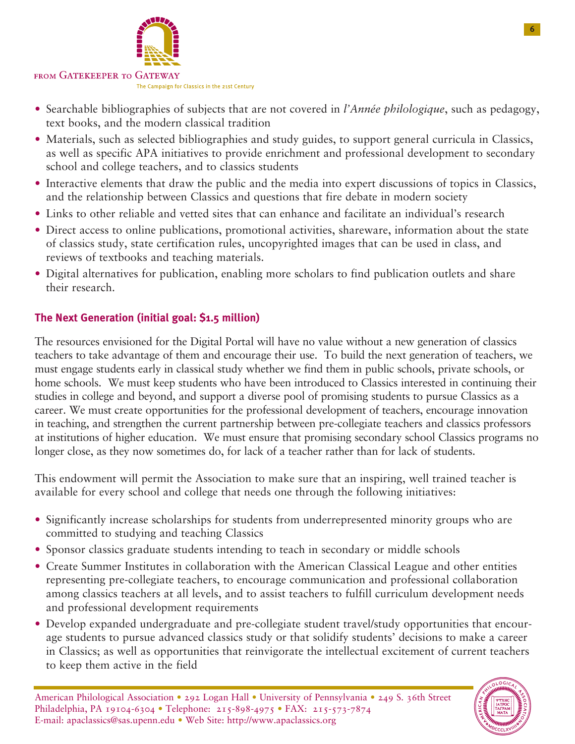- Searchable bibliographies of subjects that are not covered in *l'Année philologique*, such as pedagogy, text books, and the modern classical tradition
- Materials, such as selected bibliographies and study guides, to support general curricula in Classics, as well as specific APA initiatives to provide enrichment and professional development to secondary school and college teachers, and to classics students
- Interactive elements that draw the public and the media into expert discussions of topics in Classics, and the relationship between Classics and questions that fire debate in modern society
- Links to other reliable and vetted sites that can enhance and facilitate an individual's research
- Direct access to online publications, promotional activities, shareware, information about the state of classics study, state certification rules, uncopyrighted images that can be used in class, and reviews of textbooks and teaching materials.
- Digital alternatives for publication, enabling more scholars to find publication outlets and share their research.

## The Next Generation (initial goal: $1.5 million)

The resources envisioned for the Digital Portal will have no value without a new generation of classics teachers to take advantage of them and encourage their use. To build the next generation of teachers, we must engage students early in classical study whether we find them in public schools, private schools, or home schools. We must keep students who have been introduced to Classics interested in continuing their studies in college and beyond, and support a diverse pool of promising students to pursue Classics as a career. We must create opportunities for the professional development of teachers, encourage innovation in teaching, and strengthen the current partnership between pre-collegiate teachers and classics professors at institutions of higher education. We must ensure that promising secondary school Classics programs no longer close, as they now sometimes do, for lack of a teacher rather than for lack of students.

This endowment will permit the Association to make sure that an inspiring, well trained teacher is available for every school and college that needs one through the following initiatives:

- Significantly increase scholarships for students from underrepresented minority groups who are committed to studying and teaching Classics
- Sponsor classics graduate students intending to teach in secondary or middle schools
- Create Summer Institutes in collaboration with the American Classical League and other entities representing pre-collegiate teachers, to encourage communication and professional collaboration among classics teachers at all levels, and to assist teachers to fulfill curriculum development needs and professional development requirements
- Develop expanded undergraduate and pre-collegiate student travel/study opportunities that encourage students to pursue advanced classics study or that solidify students' decisions to make a career in Classics; as well as opportunities that reinvigorate the intellectual excitement of current teachers to keep them active in the field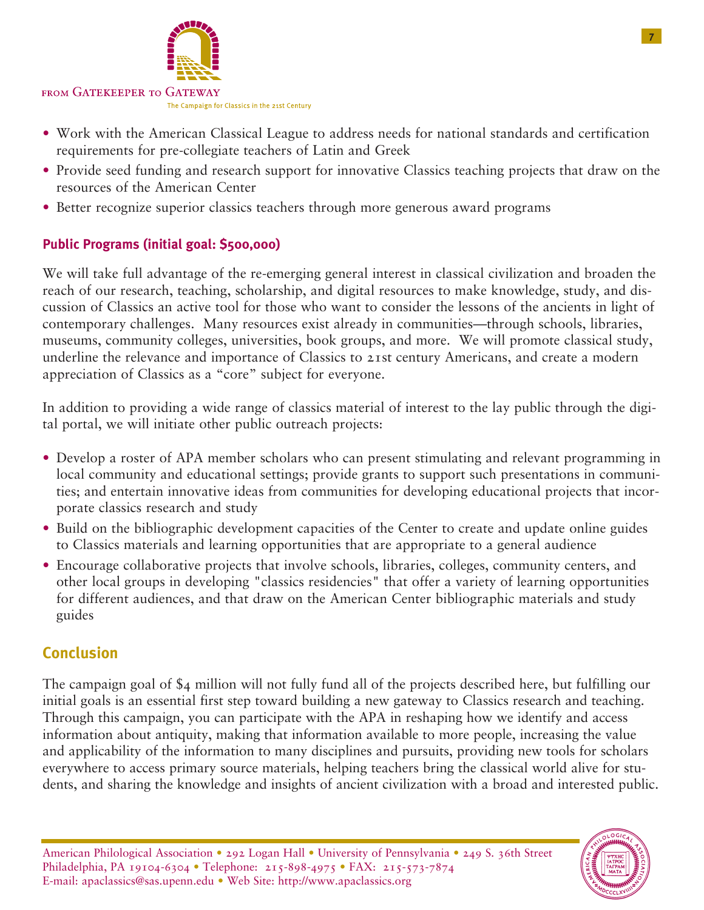- Work with the American Classical League to address needs for national standards and certification requirements for pre-collegiate teachers of Latin and Greek
- Provide seed funding and research support for innovative Classics teaching projects that draw on the resources of the American Center
- Better recognize superior classics teachers through more generous award programs

### Public Programs (initial goal: $500,000)

We will take full advantage of the re-emerging general interest in classical civilization and broaden the reach of our research, teaching, scholarship, and digital resources to make knowledge, study, and discussion of Classics an active tool for those who want to consider the lessons of the ancients in light of contemporary challenges. Many resources exist already in communities—through schools, libraries, museums, community colleges, universities, book groups, and more. We will promote classical study, underline the relevance and importance of Classics to 21st century Americans, and create a modern appreciation of Classics as a "core" subject for everyone.

In addition to providing a wide range of classics material of interest to the lay public through the digital portal, we will initiate other public outreach projects:

- Develop a roster of APA member scholars who can present stimulating and relevant programming in local community and educational settings; provide grants to support such presentations in communities; and entertain innovative ideas from communities for developing educational projects that incorporate classics research and study
- Build on the bibliographic development capacities of the Center to create and update online guides to Classics materials and learning opportunities that are appropriate to a general audience
- Encourage collaborative projects that involve schools, libraries, colleges, community centers, and other local groups in developing "classics residencies" that offer a variety of learning opportunities for different audiences, and that draw on the American Center bibliographic materials and study guides

## Conclusion

The campaign goal of $4 million will not fully fund all of the projects described here, but fulfilling our initial goals is an essential first step toward building a new gateway to Classics research and teaching. Through this campaign, you can participate with the APA in reshaping how we identify and access information about antiquity, making that information available to more people, increasing the value and applicability of the information to many disciplines and pursuits, providing new tools for scholars everywhere to access primary source materials, helping teachers bring the classical world alive for students, and sharing the knowledge and insights of ancient civilization with a broad and interested public.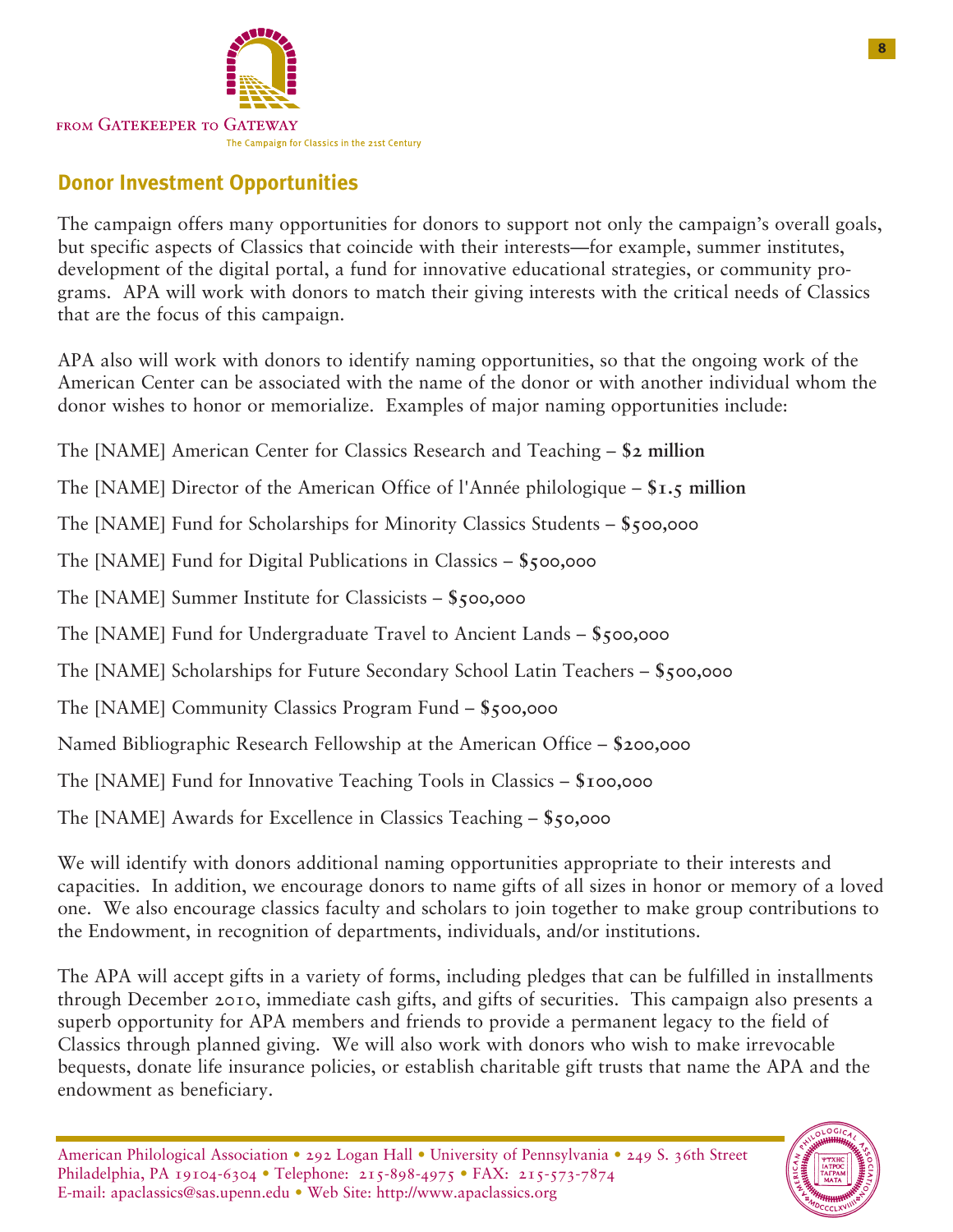## Donor Investment Opportunities

The campaign offers many opportunities for donors to support not only the campaign's overall goals, but specific aspects of Classics that coincide with their interests—for example, summer institutes, development of the digital portal, a fund for innovative educational strategies, or community programs. APA will work with donors to match their giving interests with the critical needs of Classics that are the focus of this campaign.

APA also will work with donors to identify naming opportunities, so that the ongoing work of the American Center can be associated with the name of the donor or with another individual whom the donor wishes to honor or memorialize. Examples of major naming opportunities include:

The [NAME] American Center for Classics Research and Teaching – **$2 million**

The [NAME] Director of the American Office of l'Année philologique – **$1.5 million**

The [NAME] Fund for Scholarships for Minority Classics Students – $500,000

The [NAME] Fund for Digital Publications in Classics – $500,000

The [NAME] Summer Institute for Classicists – $500,000

The [NAME] Fund for Undergraduate Travel to Ancient Lands – $500,000

The [NAME] Scholarships for Future Secondary School Latin Teachers – $500,000

The [NAME] Community Classics Program Fund – $500,000

Named Bibliographic Research Fellowship at the American Office – $200,000

The [NAME] Fund for Innovative Teaching Tools in Classics – $100,000

The [NAME] Awards for Excellence in Classics Teaching – $50,000

We will identify with donors additional naming opportunities appropriate to their interests and capacities. In addition, we encourage donors to name gifts of all sizes in honor or memory of a loved one. We also encourage classics faculty and scholars to join together to make group contributions to the Endowment, in recognition of departments, individuals, and/or institutions.

The APA will accept gifts in a variety of forms, including pledges that can be fulfilled in installments through December 2010, immediate cash gifts, and gifts of securities. This campaign also presents a superb opportunity for APA members and friends to provide a permanent legacy to the field of Classics through planned giving. We will also work with donors who wish to make irrevocable bequests, donate life insurance policies, or establish charitable gift trusts that name the APA and the endowment as beneficiary.